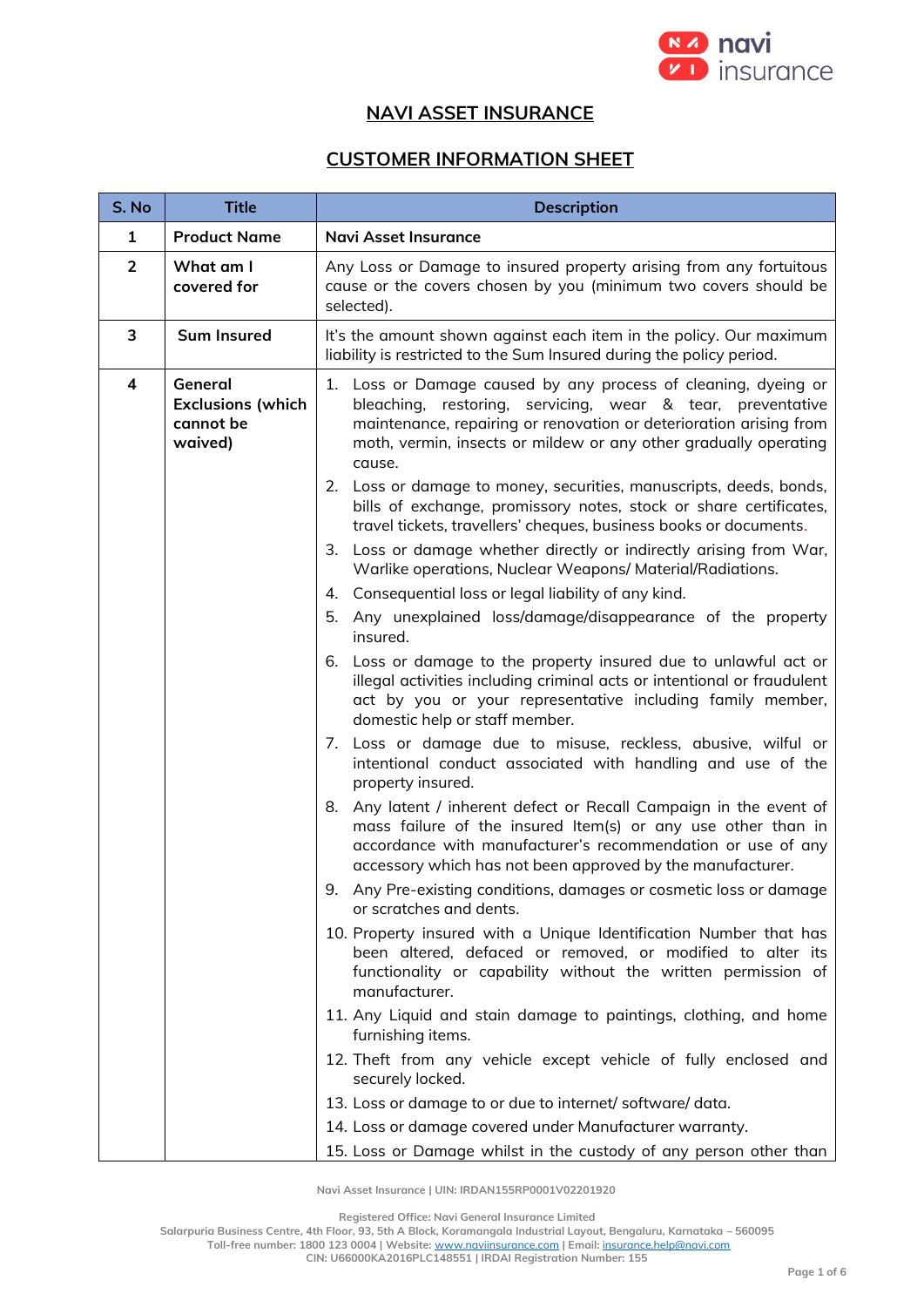# NAVI ASSET INSURANCE

## CUSTOMER INFORMATION SHEET

| S. No | Title | Description |
|---|---|---|
| 1 | Product Name | Navi Asset Insurance |
| 2 | What am I covered for | Any Loss or Damage to insured property arising from any fortuitous cause or the covers chosen by you (minimum two covers should be selected). |
| 3 | Sum Insured | It's the amount shown against each item in the policy. Our maximum liability is restricted to the Sum Insured during the policy period. |
| 4 | General Exclusions (which cannot be waived) | 1. Loss or Damage caused by any process of cleaning, dyeing or bleaching, restoring, servicing, wear & tear, preventative maintenance, repairing or renovation or deterioration arising from moth, vermin, insects or mildew or any other gradually operating cause.<br>2. Loss or damage to money, securities, manuscripts, deeds, bonds, bills of exchange, promissory notes, stock or share certificates, travel tickets, travellers' cheques, business books or documents.<br>3. Loss or damage whether directly or indirectly arising from War, Warlike operations, Nuclear Weapons/ Material/Radiations.<br>4. Consequential loss or legal liability of any kind.<br>5. Any unexplained loss/damage/disappearance of the property insured.<br>6. Loss or damage to the property insured due to unlawful act or illegal activities including criminal acts or intentional or fraudulent act by you or your representative including family member, domestic help or staff member.<br>7. Loss or damage due to misuse, reckless, abusive, wilful or intentional conduct associated with handling and use of the property insured.<br>8. Any latent / inherent defect or Recall Campaign in the event of mass failure of the insured Item(s) or any use other than in accordance with manufacturer's recommendation or use of any accessory which has not been approved by the manufacturer.<br>9. Any Pre-existing conditions, damages or cosmetic loss or damage or scratches and dents.<br>10. Property insured with a Unique Identification Number that has been altered, defaced or removed, or modified to alter its functionality or capability without the written permission of manufacturer.<br>11. Any Liquid and stain damage to paintings, clothing, and home furnishing items.<br>12. Theft from any vehicle except vehicle of fully enclosed and securely locked.<br>13. Loss or damage to or due to internet/ software/ data.<br>14. Loss or damage covered under Manufacturer warranty.<br>15. Loss or Damage whilst in the custody of any person other than |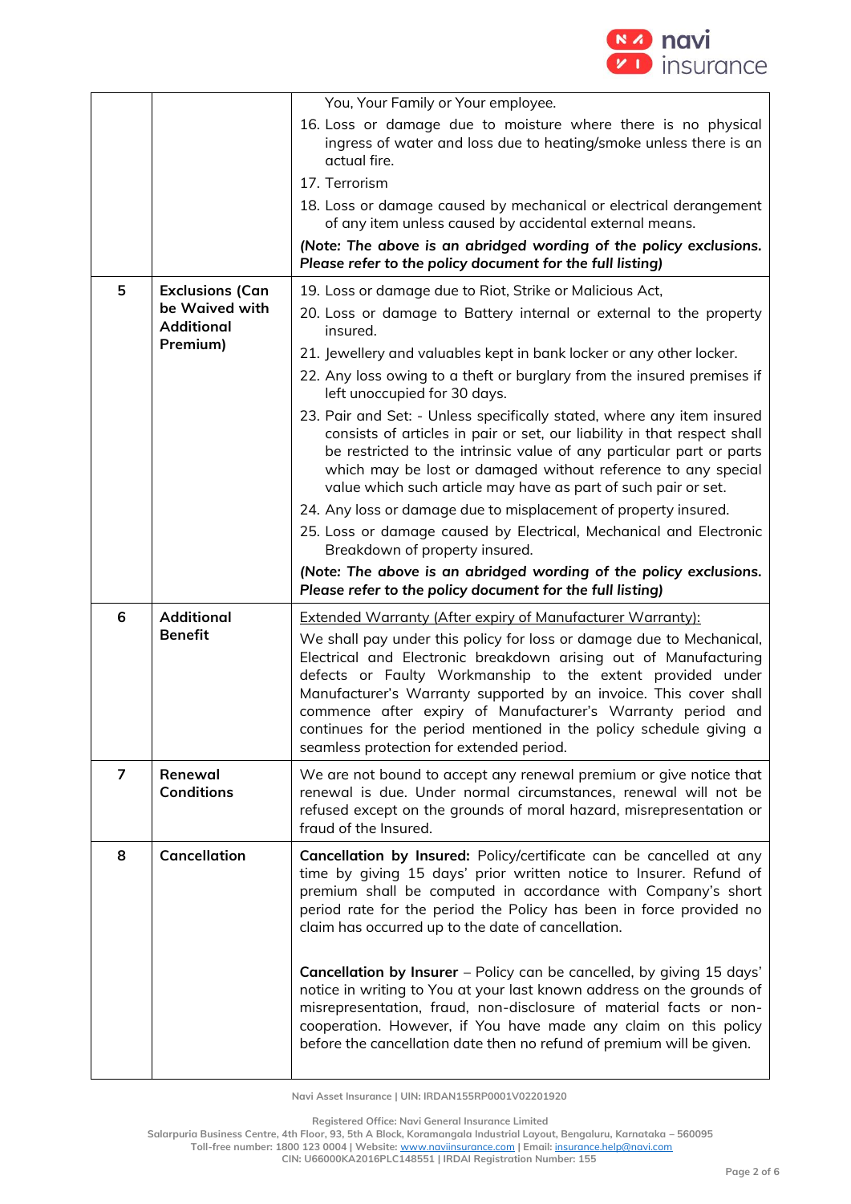| | | |
|---|---|---|
| | | You, Your Family or Your employee.<br>16. Loss or damage due to moisture where there is no physical ingress of water and loss due to heating/smoke unless there is an actual fire.<br>17. Terrorism<br>18. Loss or damage caused by mechanical or electrical derangement of any item unless caused by accidental external means.<br>***(Note: The above is an abridged wording of the policy exclusions. Please refer to the policy document for the full listing)*** |
| 5 | **Exclusions (Can be Waived with Additional Premium)** | 19. Loss or damage due to Riot, Strike or Malicious Act,<br>20. Loss or damage to Battery internal or external to the property insured.<br>21. Jewellery and valuables kept in bank locker or any other locker.<br>22. Any loss owing to a theft or burglary from the insured premises if left unoccupied for 30 days.<br>23. Pair and Set: - Unless specifically stated, where any item insured consists of articles in pair or set, our liability in that respect shall be restricted to the intrinsic value of any particular part or parts which may be lost or damaged without reference to any special value which such article may have as part of such pair or set.<br>24. Any loss or damage due to misplacement of property insured.<br>25. Loss or damage caused by Electrical, Mechanical and Electronic Breakdown of property insured.<br>***(Note: The above is an abridged wording of the policy exclusions. Please refer to the policy document for the full listing)*** |
| 6 | **Additional Benefit** | Extended Warranty (After expiry of Manufacturer Warranty):<br>We shall pay under this policy for loss or damage due to Mechanical, Electrical and Electronic breakdown arising out of Manufacturing defects or Faulty Workmanship to the extent provided under Manufacturer's Warranty supported by an invoice. This cover shall commence after expiry of Manufacturer's Warranty period and continues for the period mentioned in the policy schedule giving a seamless protection for extended period. |
| 7 | **Renewal Conditions** | We are not bound to accept any renewal premium or give notice that renewal is due. Under normal circumstances, renewal will not be refused except on the grounds of moral hazard, misrepresentation or fraud of the Insured. |
| 8 | **Cancellation** | **Cancellation by Insured:** Policy/certificate can be cancelled at any time by giving 15 days' prior written notice to Insurer. Refund of premium shall be computed in accordance with Company's short period rate for the period the Policy has been in force provided no claim has occurred up to the date of cancellation.<br><br>**Cancellation by Insurer** – Policy can be cancelled, by giving 15 days' notice in writing to You at your last known address on the grounds of misrepresentation, fraud, non-disclosure of material facts or non-cooperation. However, if You have made any claim on this policy before the cancellation date then no refund of premium will be given. |

Navi Asset Insurance | UIN: IRDAN155RP0001V02201920

Registered Office: Navi General Insurance Limited
Salarpuria Business Centre, 4th Floor, 93, 5th A Block, Koramangala Industrial Layout, Bengaluru, Karnataka – 560095
Toll-free number: 1800 123 0004 | Website: www.naviinsurance.com | Email: insurance.help@navi.com
CIN: U66000KA2016PLC148551 | IRDAI Registration Number: 155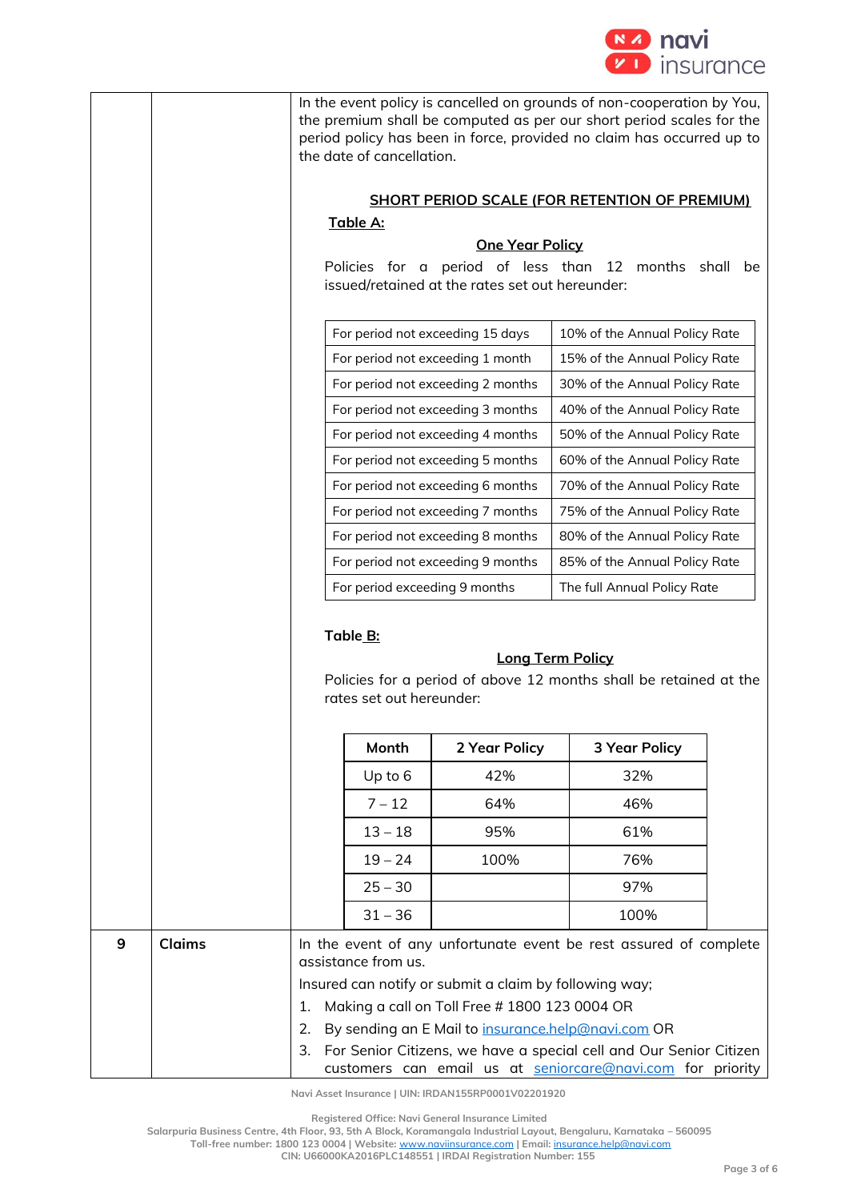In the event policy is cancelled on grounds of non-cooperation by You, the premium shall be computed as per our short period scales for the period policy has been in force, provided no claim has occurred up to the date of cancellation.

**SHORT PERIOD SCALE (FOR RETENTION OF PREMIUM)**

**Table A:**

**One Year Policy**

Policies for a period of less than 12 months shall be issued/retained at the rates set out hereunder:

| Period | Rate |
|---|---|
| For period not exceeding 15 days | 10% of the Annual Policy Rate |
| For period not exceeding 1 month | 15% of the Annual Policy Rate |
| For period not exceeding 2 months | 30% of the Annual Policy Rate |
| For period not exceeding 3 months | 40% of the Annual Policy Rate |
| For period not exceeding 4 months | 50% of the Annual Policy Rate |
| For period not exceeding 5 months | 60% of the Annual Policy Rate |
| For period not exceeding 6 months | 70% of the Annual Policy Rate |
| For period not exceeding 7 months | 75% of the Annual Policy Rate |
| For period not exceeding 8 months | 80% of the Annual Policy Rate |
| For period not exceeding 9 months | 85% of the Annual Policy Rate |
| For period exceeding 9 months | The full Annual Policy Rate |

**Table B:**

**Long Term Policy**

Policies for a period of above 12 months shall be retained at the rates set out hereunder:

| Month | 2 Year Policy | 3 Year Policy |
|---|---|---|
| Up to 6 | 42% | 32% |
| 7 – 12 | 64% | 46% |
| 13 – 18 | 95% | 61% |
| 19 – 24 | 100% | 76% |
| 25 – 30 | | 97% |
| 31 – 36 | | 100% |

**9 Claims**

In the event of any unfortunate event be rest assured of complete assistance from us.

Insured can notify or submit a claim by following way;

1. Making a call on Toll Free # 1800 123 0004 OR
2. By sending an E Mail to insurance.help@navi.com OR
3. For Senior Citizens, we have a special cell and Our Senior Citizen customers can email us at seniorcare@navi.com for priority

Navi Asset Insurance | UIN: IRDAN155RP0001V02201920

Registered Office: Navi General Insurance Limited
Salarpuria Business Centre, 4th Floor, 93, 5th A Block, Koramangala Industrial Layout, Bengaluru, Karnataka – 560095
Toll-free number: 1800 123 0004 | Website: www.naviinsurance.com | Email: insurance.help@navi.com
CIN: U66000KA2016PLC148551 | IRDAI Registration Number: 155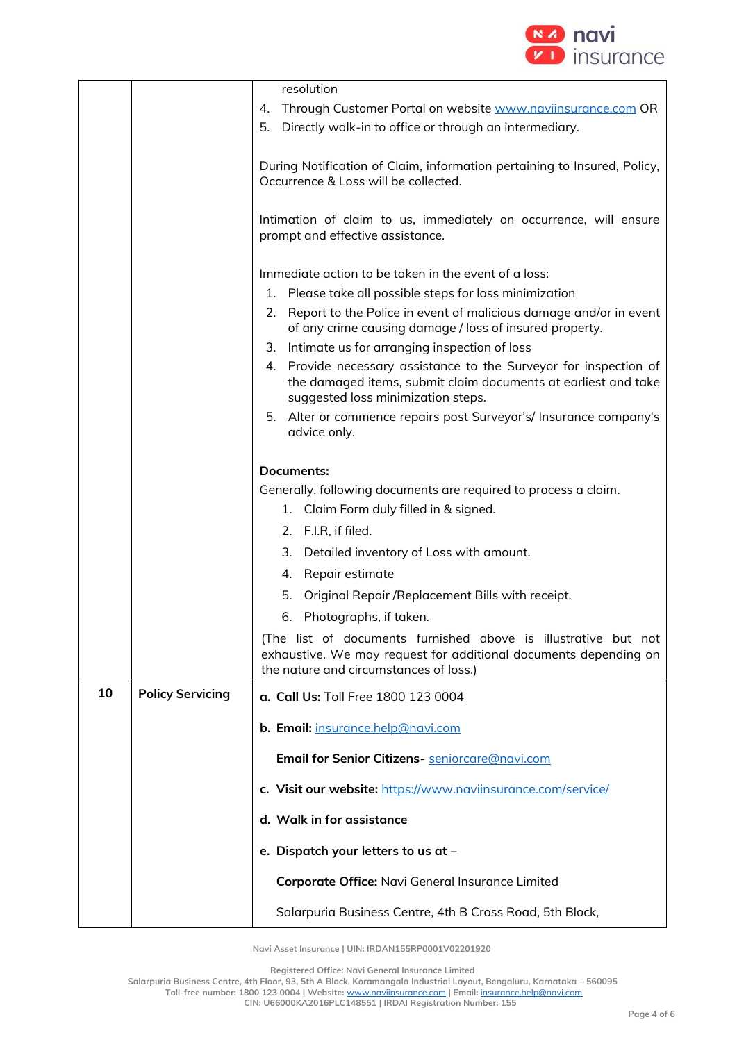| | | |
|---|---|---|
| | | resolution<br>4. Through Customer Portal on website www.naviinsurance.com OR<br>5. Directly walk-in to office or through an intermediary.<br><br>During Notification of Claim, information pertaining to Insured, Policy, Occurrence & Loss will be collected.<br><br>Intimation of claim to us, immediately on occurrence, will ensure prompt and effective assistance.<br><br>Immediate action to be taken in the event of a loss:<br>1. Please take all possible steps for loss minimization<br>2. Report to the Police in event of malicious damage and/or in event of any crime causing damage / loss of insured property.<br>3. Intimate us for arranging inspection of loss<br>4. Provide necessary assistance to the Surveyor for inspection of the damaged items, submit claim documents at earliest and take suggested loss minimization steps.<br>5. Alter or commence repairs post Surveyor's/ Insurance company's advice only.<br><br>**Documents:**<br>Generally, following documents are required to process a claim.<br>1. Claim Form duly filled in & signed.<br>2. F.I.R, if filed.<br>3. Detailed inventory of Loss with amount.<br>4. Repair estimate<br>5. Original Repair /Replacement Bills with receipt.<br>6. Photographs, if taken.<br>(The list of documents furnished above is illustrative but not exhaustive. We may request for additional documents depending on the nature and circumstances of loss.) |
| **10** | **Policy Servicing** | **a. Call Us:** Toll Free 1800 123 0004<br><br>**b. Email:** insurance.help@navi.com<br><br>**Email for Senior Citizens-** seniorcare@navi.com<br><br>**c. Visit our website:** https://www.naviinsurance.com/service/<br><br>**d. Walk in for assistance**<br><br>**e. Dispatch your letters to us at –**<br><br>**Corporate Office:** Navi General Insurance Limited<br><br>Salarpuria Business Centre, 4th B Cross Road, 5th Block, |

Navi Asset Insurance | UIN: IRDAN155RP0001V02201920

Registered Office: Navi General Insurance Limited
Salarpuria Business Centre, 4th Floor, 93, 5th A Block, Koramangala Industrial Layout, Bengaluru, Karnataka – 560095
Toll-free number: 1800 123 0004 | Website: www.naviinsurance.com | Email: insurance.help@navi.com
CIN: U66000KA2016PLC148551 | IRDAI Registration Number: 155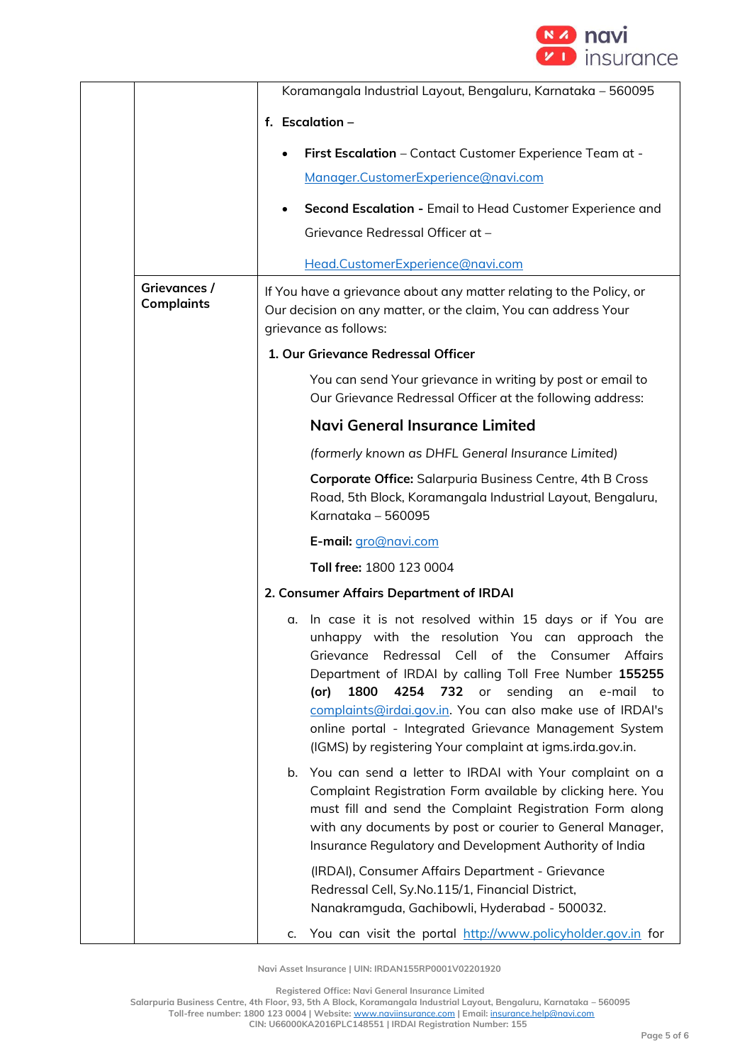| | | |
|---|---|---|
| | | Koramangala Industrial Layout, Bengaluru, Karnataka – 560095<br><br>**f. Escalation –**<br><br>• **First Escalation** – Contact Customer Experience Team at - Manager.CustomerExperience@navi.com<br><br>• **Second Escalation -** Email to Head Customer Experience and Grievance Redressal Officer at – Head.CustomerExperience@navi.com |
| | **Grievances / Complaints** | If You have a grievance about any matter relating to the Policy, or Our decision on any matter, or the claim, You can address Your grievance as follows:<br><br>**1. Our Grievance Redressal Officer**<br><br>You can send Your grievance in writing by post or email to Our Grievance Redressal Officer at the following address:<br><br>**Navi General Insurance Limited**<br><br>*(formerly known as DHFL General Insurance Limited)*<br><br>**Corporate Office:** Salarpuria Business Centre, 4th B Cross Road, 5th Block, Koramangala Industrial Layout, Bengaluru, Karnataka – 560095<br><br>**E-mail:** gro@navi.com<br><br>**Toll free:** 1800 123 0004<br><br>**2. Consumer Affairs Department of IRDAI**<br><br>a. In case it is not resolved within 15 days or if You are unhappy with the resolution You can approach the Grievance Redressal Cell of the Consumer Affairs Department of IRDAI by calling Toll Free Number **155255 (or) 1800 4254 732** or sending an e-mail to complaints@irdai.gov.in. You can also make use of IRDAI's online portal - Integrated Grievance Management System (IGMS) by registering Your complaint at igms.irda.gov.in.<br><br>b. You can send a letter to IRDAI with Your complaint on a Complaint Registration Form available by clicking here. You must fill and send the Complaint Registration Form along with any documents by post or courier to General Manager, Insurance Regulatory and Development Authority of India (IRDAI), Consumer Affairs Department - Grievance Redressal Cell, Sy.No.115/1, Financial District, Nanakramguda, Gachibowli, Hyderabad - 500032.<br><br>c. You can visit the portal http://www.policyholder.gov.in for |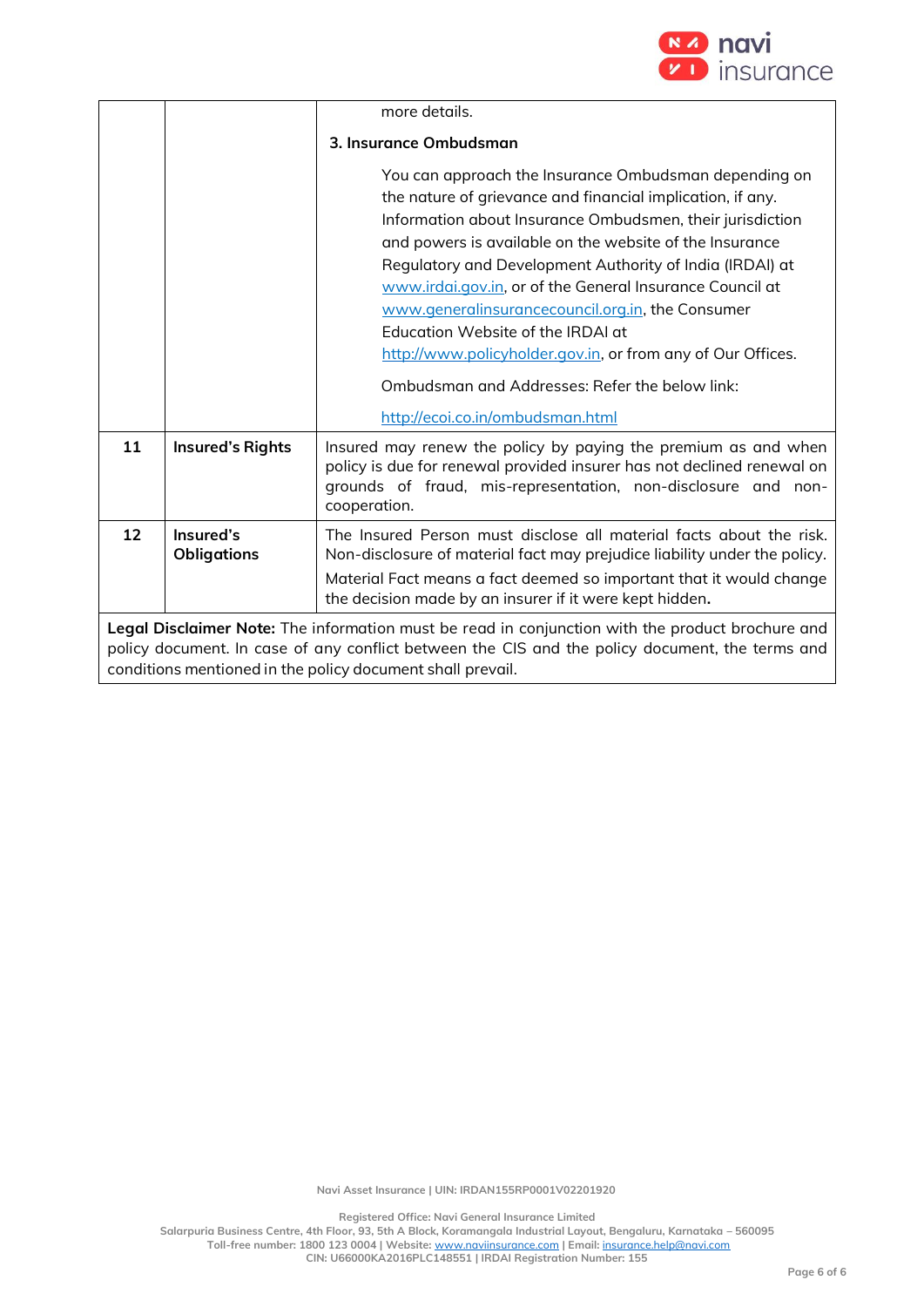| | | |
|---|---|---|
| | | more details.<br><br>**3. Insurance Ombudsman**<br><br>You can approach the Insurance Ombudsman depending on the nature of grievance and financial implication, if any. Information about Insurance Ombudsmen, their jurisdiction and powers is available on the website of the Insurance Regulatory and Development Authority of India (IRDAI) at www.irdai.gov.in, or of the General Insurance Council at www.generalinsurancecouncil.org.in, the Consumer Education Website of the IRDAI at http://www.policyholder.gov.in, or from any of Our Offices.<br><br>Ombudsman and Addresses: Refer the below link:<br><br>http://ecoi.co.in/ombudsman.html |
| 11 | **Insured's Rights** | Insured may renew the policy by paying the premium as and when policy is due for renewal provided insurer has not declined renewal on grounds of fraud, mis-representation, non-disclosure and non-cooperation. |
| 12 | **Insured's Obligations** | The Insured Person must disclose all material facts about the risk. Non-disclosure of material fact may prejudice liability under the policy.<br><br>Material Fact means a fact deemed so important that it would change the decision made by an insurer if it were kept hidden**.** |

**Legal Disclaimer Note:** The information must be read in conjunction with the product brochure and policy document. In case of any conflict between the CIS and the policy document, the terms and conditions mentioned in the policy document shall prevail.

Navi Asset Insurance | UIN: IRDAN155RP0001V02201920

Registered Office: Navi General Insurance Limited
Salarpuria Business Centre, 4th Floor, 93, 5th A Block, Koramangala Industrial Layout, Bengaluru, Karnataka – 560095
Toll-free number: 1800 123 0004 | Website: www.naviinsurance.com | Email: insurance.help@navi.com
CIN: U66000KA2016PLC148551 | IRDAI Registration Number: 155